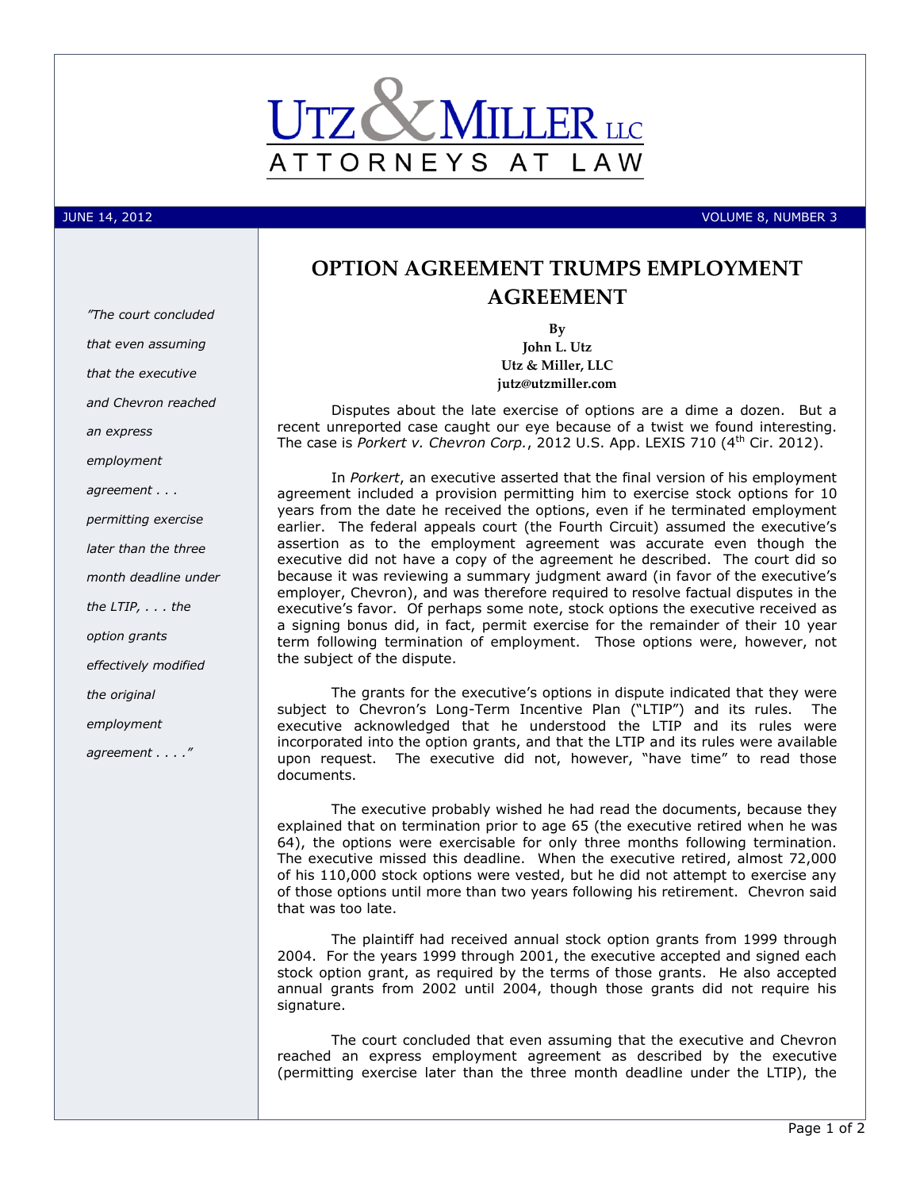# UTZ & MILLER LLC

ATTORNEYS AT LAW

JUNE 14, 2012 VOLUME 8, NUMBER 3

## OPTION AGREEMENT TRUMPS EMPLOYMENT AGREEMENT

**By**
**John L. Utz**
**Utz & Miller, LLC**
**jutz@utzmiller.com**

*"The court concluded that even assuming that the executive and Chevron reached an express employment agreement . . . permitting exercise later than the three month deadline under the LTIP, . . . the option grants effectively modified the original employment agreement . . . ."*

Disputes about the late exercise of options are a dime a dozen. But a recent unreported case caught our eye because of a twist we found interesting. The case is *Porkert v. Chevron Corp.*, 2012 U.S. App. LEXIS 710 (4th Cir. 2012).

In *Porkert*, an executive asserted that the final version of his employment agreement included a provision permitting him to exercise stock options for 10 years from the date he received the options, even if he terminated employment earlier. The federal appeals court (the Fourth Circuit) assumed the executive's assertion as to the employment agreement was accurate even though the executive did not have a copy of the agreement he described. The court did so because it was reviewing a summary judgment award (in favor of the executive's employer, Chevron), and was therefore required to resolve factual disputes in the executive's favor. Of perhaps some note, stock options the executive received as a signing bonus did, in fact, permit exercise for the remainder of their 10 year term following termination of employment. Those options were, however, not the subject of the dispute.

The grants for the executive's options in dispute indicated that they were subject to Chevron's Long-Term Incentive Plan ("LTIP") and its rules. The executive acknowledged that he understood the LTIP and its rules were incorporated into the option grants, and that the LTIP and its rules were available upon request. The executive did not, however, "have time" to read those documents.

The executive probably wished he had read the documents, because they explained that on termination prior to age 65 (the executive retired when he was 64), the options were exercisable for only three months following termination. The executive missed this deadline. When the executive retired, almost 72,000 of his 110,000 stock options were vested, but he did not attempt to exercise any of those options until more than two years following his retirement. Chevron said that was too late.

The plaintiff had received annual stock option grants from 1999 through 2004. For the years 1999 through 2001, the executive accepted and signed each stock option grant, as required by the terms of those grants. He also accepted annual grants from 2002 until 2004, though those grants did not require his signature.

The court concluded that even assuming that the executive and Chevron reached an express employment agreement as described by the executive (permitting exercise later than the three month deadline under the LTIP), the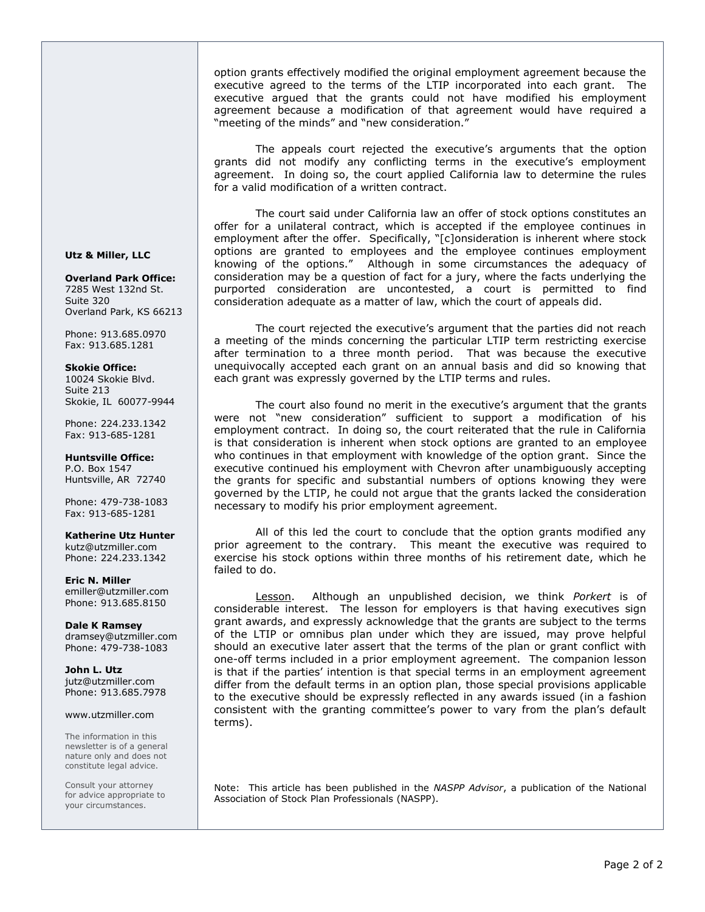option grants effectively modified the original employment agreement because the executive agreed to the terms of the LTIP incorporated into each grant. The executive argued that the grants could not have modified his employment agreement because a modification of that agreement would have required a "meeting of the minds" and "new consideration."

The appeals court rejected the executive's arguments that the option grants did not modify any conflicting terms in the executive's employment agreement. In doing so, the court applied California law to determine the rules for a valid modification of a written contract.

The court said under California law an offer of stock options constitutes an offer for a unilateral contract, which is accepted if the employee continues in employment after the offer. Specifically, "[c]onsideration is inherent where stock options are granted to employees and the employee continues employment knowing of the options." Although in some circumstances the adequacy of consideration may be a question of fact for a jury, where the facts underlying the purported consideration are uncontested, a court is permitted to find consideration adequate as a matter of law, which the court of appeals did.

The court rejected the executive's argument that the parties did not reach a meeting of the minds concerning the particular LTIP term restricting exercise after termination to a three month period. That was because the executive unequivocally accepted each grant on an annual basis and did so knowing that each grant was expressly governed by the LTIP terms and rules.

The court also found no merit in the executive's argument that the grants were not "new consideration" sufficient to support a modification of his employment contract. In doing so, the court reiterated that the rule in California is that consideration is inherent when stock options are granted to an employee who continues in that employment with knowledge of the option grant. Since the executive continued his employment with Chevron after unambiguously accepting the grants for specific and substantial numbers of options knowing they were governed by the LTIP, he could not argue that the grants lacked the consideration necessary to modify his prior employment agreement.

All of this led the court to conclude that the option grants modified any prior agreement to the contrary. This meant the executive was required to exercise his stock options within three months of his retirement date, which he failed to do.

Lesson. Although an unpublished decision, we think *Porkert* is of considerable interest. The lesson for employers is that having executives sign grant awards, and expressly acknowledge that the grants are subject to the terms of the LTIP or omnibus plan under which they are issued, may prove helpful should an executive later assert that the terms of the plan or grant conflict with one-off terms included in a prior employment agreement. The companion lesson is that if the parties' intention is that special terms in an employment agreement differ from the default terms in an option plan, those special provisions applicable to the executive should be expressly reflected in any awards issued (in a fashion consistent with the granting committee's power to vary from the plan's default terms).

Note: This article has been published in the *NASPP Advisor*, a publication of the National Association of Stock Plan Professionals (NASPP).

**Utz & Miller, LLC**

**Overland Park Office:**
7285 West 132nd St.
Suite 320
Overland Park, KS 66213

Phone: 913.685.0970
Fax: 913.685.1281

**Skokie Office:**
10024 Skokie Blvd.
Suite 213
Skokie, IL 60077-9944

Phone: 224.233.1342
Fax: 913-685-1281

**Huntsville Office:**
P.O. Box 1547
Huntsville, AR 72740

Phone: 479-738-1083
Fax: 913-685-1281

**Katherine Utz Hunter**
kutz@utzmiller.com
Phone: 224.233.1342

**Eric N. Miller**
emiller@utzmiller.com
Phone: 913.685.8150

**Dale K Ramsey**
dramsey@utzmiller.com
Phone: 479-738-1083

**John L. Utz**
jutz@utzmiller.com
Phone: 913.685.7978

www.utzmiller.com

The information in this newsletter is of a general nature only and does not constitute legal advice.

Consult your attorney for advice appropriate to your circumstances.